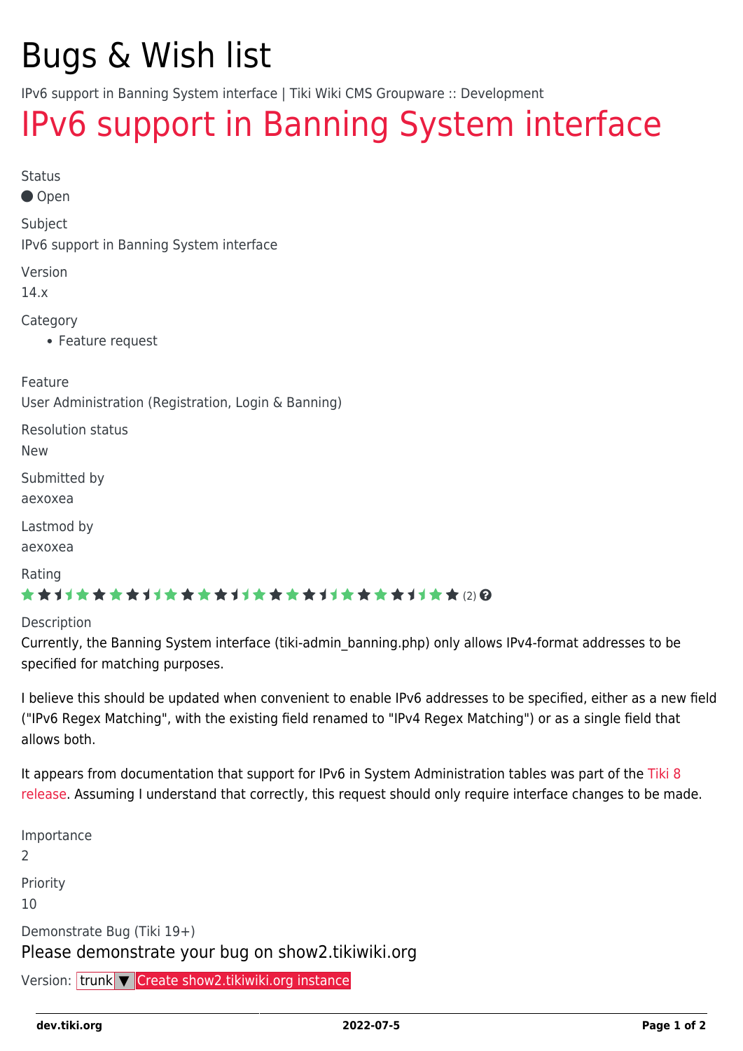# Bugs & Wish list

IPv6 support in Banning System interface | Tiki Wiki CMS Groupware :: Development

# IPv6 support in Banning System interface

Status

Open

Subject

IPv6 support in Banning System interface

Version

14.x

Category

- Feature request

Feature

User Administration (Registration, Login & Banning)

Resolution status

New

Submitted by

aexoxea

Lastmod by

aexoxea

Rating

(2)

Description

Currently, the Banning System interface (tiki-admin_banning.php) only allows IPv4-format addresses to be specified for matching purposes.

I believe this should be updated when convenient to enable IPv6 addresses to be specified, either as a new field ("IPv6 Regex Matching", with the existing field renamed to "IPv4 Regex Matching") or as a single field that allows both.

It appears from documentation that support for IPv6 in System Administration tables was part of the Tiki 8 release. Assuming I understand that correctly, this request should only require interface changes to be made.

Importance

2

Priority

10

Demonstrate Bug (Tiki 19+)

Please demonstrate your bug on show2.tikiwiki.org

Version: trunk ▼ Create show2.tikiwiki.org instance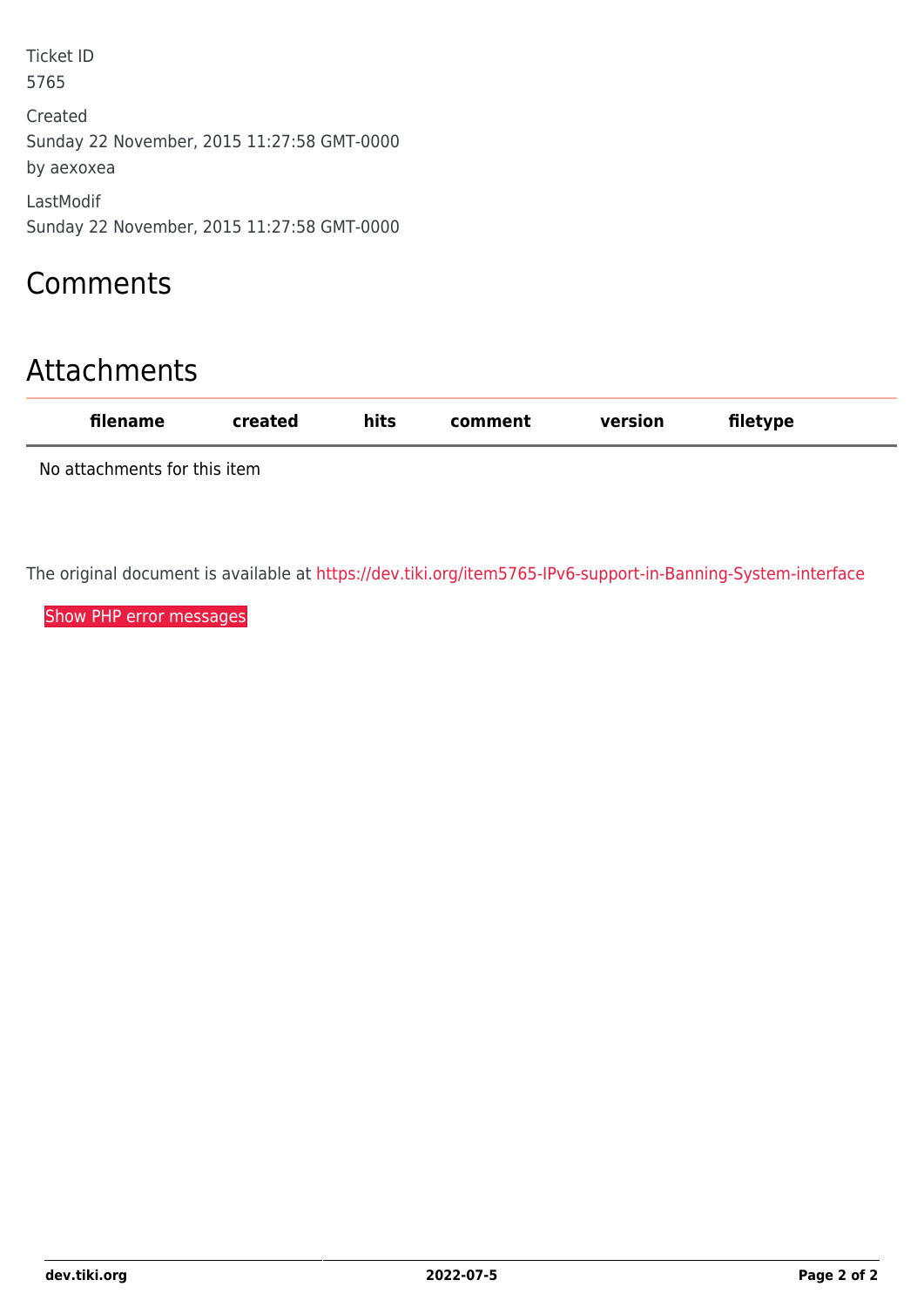Ticket ID
5765

Created
Sunday 22 November, 2015 11:27:58 GMT-0000
by aexoxea

LastModif
Sunday 22 November, 2015 11:27:58 GMT-0000

## Comments

## Attachments

| filename | created | hits | comment | version | filetype |
|---|---|---|---|---|---|
| No attachments for this item | | | | | |

The original document is available at https://dev.tiki.org/item5765-IPv6-support-in-Banning-System-interface

Show PHP error messages